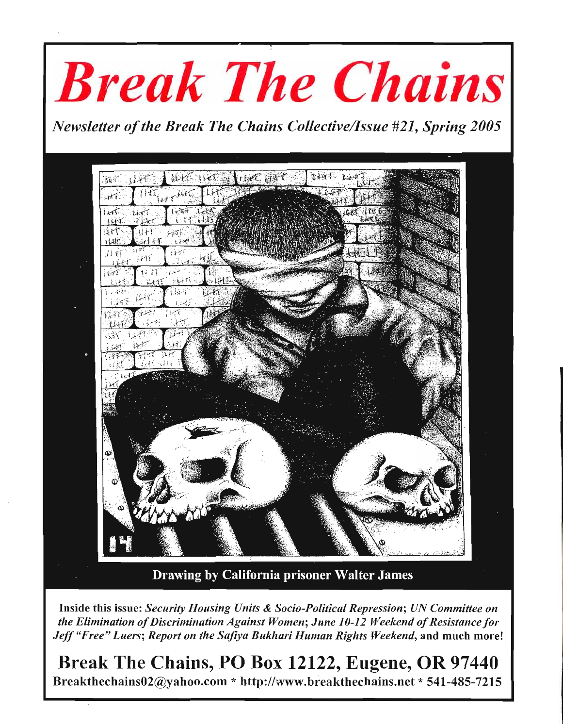# Break The Chains

*Newsletter of the Break The Chains Collective/Issue #21, Spring 2005*

**Drawing by California prisoner Walter James**

**Inside this issue:** ***Security Housing Units & Socio-Political Repression*****;** ***UN Committee on the Elimination of Discrimination Against Women*****;** ***June 10-12 Weekend of Resistance for Jeff "Free" Luers*****;** ***Report on the Safiya Bukhari Human Rights Weekend*****, and much more!**

## Break The Chains, PO Box 12122, Eugene, OR 97440

**Breakthechains02@yahoo.com * http://www.breakthechains.net * 541-485-7215**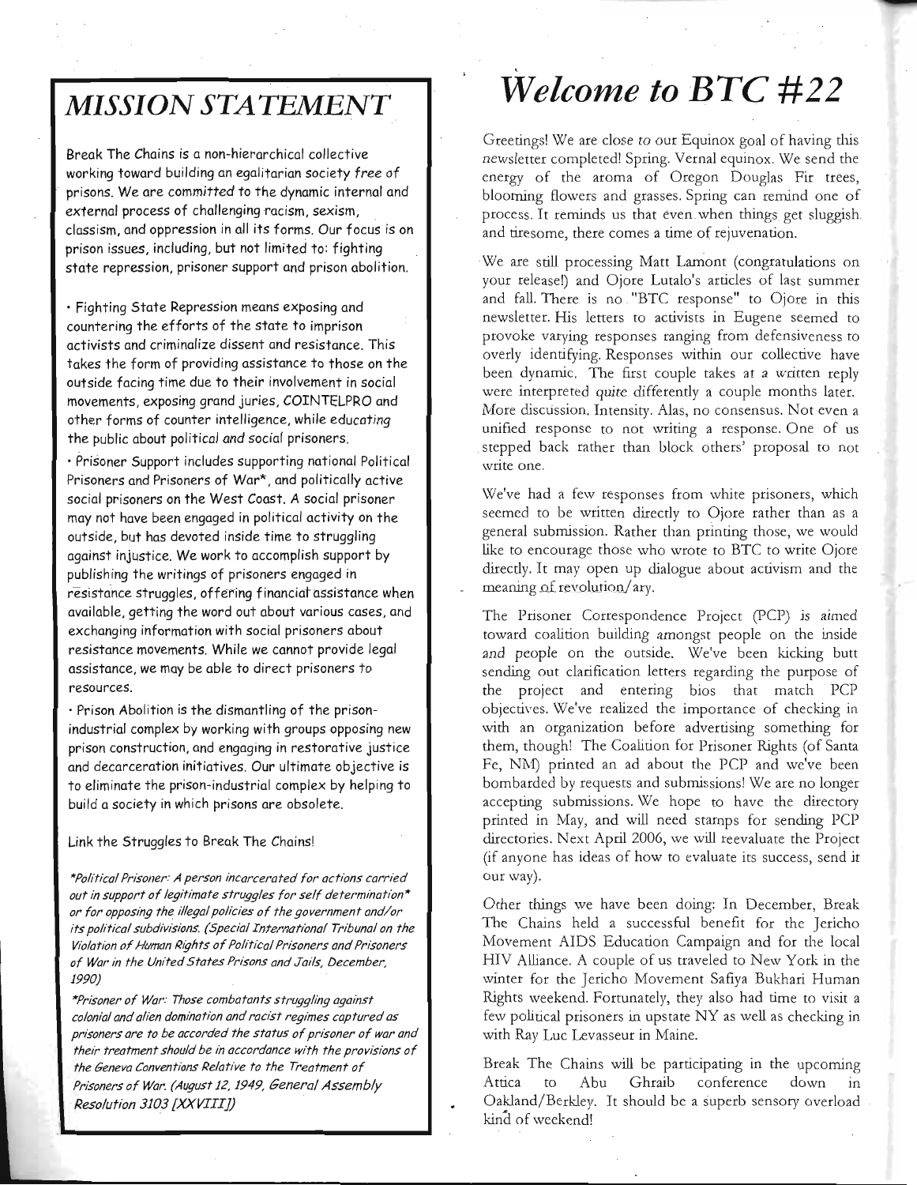## *MISSION STATEMENT*

Break The Chains is a non-hierarchical collective working toward building an egalitarian society free of prisons. We are committed to the dynamic internal and external process of challenging racism, sexism, classism, and oppression in all its forms. Our focus is on prison issues, including, but not limited to: fighting state repression, prisoner support and prison abolition.

• Fighting State Repression means exposing and countering the efforts of the state to imprison activists and criminalize dissent and resistance. This takes the form of providing assistance to those on the outside facing time due to their involvement in social movements, exposing grand juries, COINTELPRO and other forms of counter intelligence, while educating the public about political and social prisoners.

• Prisoner Support includes supporting national Political Prisoners and Prisoners of War*, and politically active social prisoners on the West Coast. A social prisoner may not have been engaged in political activity on the outside, but has devoted inside time to struggling against injustice. We work to accomplish support by publishing the writings of prisoners engaged in resistance struggles, offering financial assistance when available, getting the word out about various cases, and exchanging information with social prisoners about resistance movements. While we cannot provide legal assistance, we may be able to direct prisoners to resources.

• Prison Abolition is the dismantling of the prison-industrial complex by working with groups opposing new prison construction, and engaging in restorative justice and decarceration initiatives. Our ultimate objective is to eliminate the prison-industrial complex by helping to build a society in which prisons are obsolete.

Link the Struggles to Break The Chains!

*\*Political Prisoner: A person incarcerated for actions carried out in support of legitimate struggles for self determination\* or for opposing the illegal policies of the government and/or its political subdivisions. (Special International Tribunal on the Violation of Human Rights of Political Prisoners and Prisoners of War in the United States Prisons and Jails, December, 1990)*

*\*Prisoner of War: Those combatants struggling against colonial and alien domination and racist regimes captured as prisoners are to be accorded the status of prisoner of war and their treatment should be in accordance with the provisions of the Geneva Conventions Relative to the Treatment of Prisoners of War. (August 12, 1949, General Assembly Resolution 3103 [XXVIII])*

# *Welcome to BTC #22*

Greetings! We are close to our Equinox goal of having this newsletter completed! Spring. Vernal equinox. We send the energy of the aroma of Oregon Douglas Fir trees, blooming flowers and grasses. Spring can remind one of process. It reminds us that even when things get sluggish and tiresome, there comes a time of rejuvenation.

We are still processing Matt Lamont (congratulations on your release!) and Ojore Lutalo's articles of last summer and fall. There is no "BTC response" to Ojore in this newsletter. His letters to activists in Eugene seemed to provoke varying responses ranging from defensiveness to overly identifying. Responses within our collective have been dynamic. The first couple takes at a written reply were interpreted quite differently a couple months later. More discussion. Intensity. Alas, no consensus. Not even a unified response to not writing a response. One of us stepped back rather than block others' proposal to not write one.

We've had a few responses from white prisoners, which seemed to be written directly to Ojore rather than as a general submission. Rather than printing those, we would like to encourage those who wrote to BTC to write Ojore directly. It may open up dialogue about activism and the meaning of revolution/ary.

The Prisoner Correspondence Project (PCP) is aimed toward coalition building amongst people on the inside and people on the outside. We've been kicking butt sending out clarification letters regarding the purpose of the project and entering bios that match PCP objectives. We've realized the importance of checking in with an organization before advertising something for them, though! The Coalition for Prisoner Rights (of Santa Fe, NM) printed an ad about the PCP and we've been bombarded by requests and submissions! We are no longer accepting submissions. We hope to have the directory printed in May, and will need stamps for sending PCP directories. Next April 2006, we will reevaluate the Project (if anyone has ideas of how to evaluate its success, send it our way).

Other things we have been doing: In December, Break The Chains held a successful benefit for the Jericho Movement AIDS Education Campaign and for the local HIV Alliance. A couple of us traveled to New York in the winter for the Jericho Movement Safiya Bukhari Human Rights weekend. Fortunately, they also had time to visit a few political prisoners in upstate NY as well as checking in with Ray Luc Levasseur in Maine.

Break The Chains will be participating in the upcoming Attica to Abu Ghraib conference down in Oakland/Berkley. It should be a superb sensory overload kind of weekend!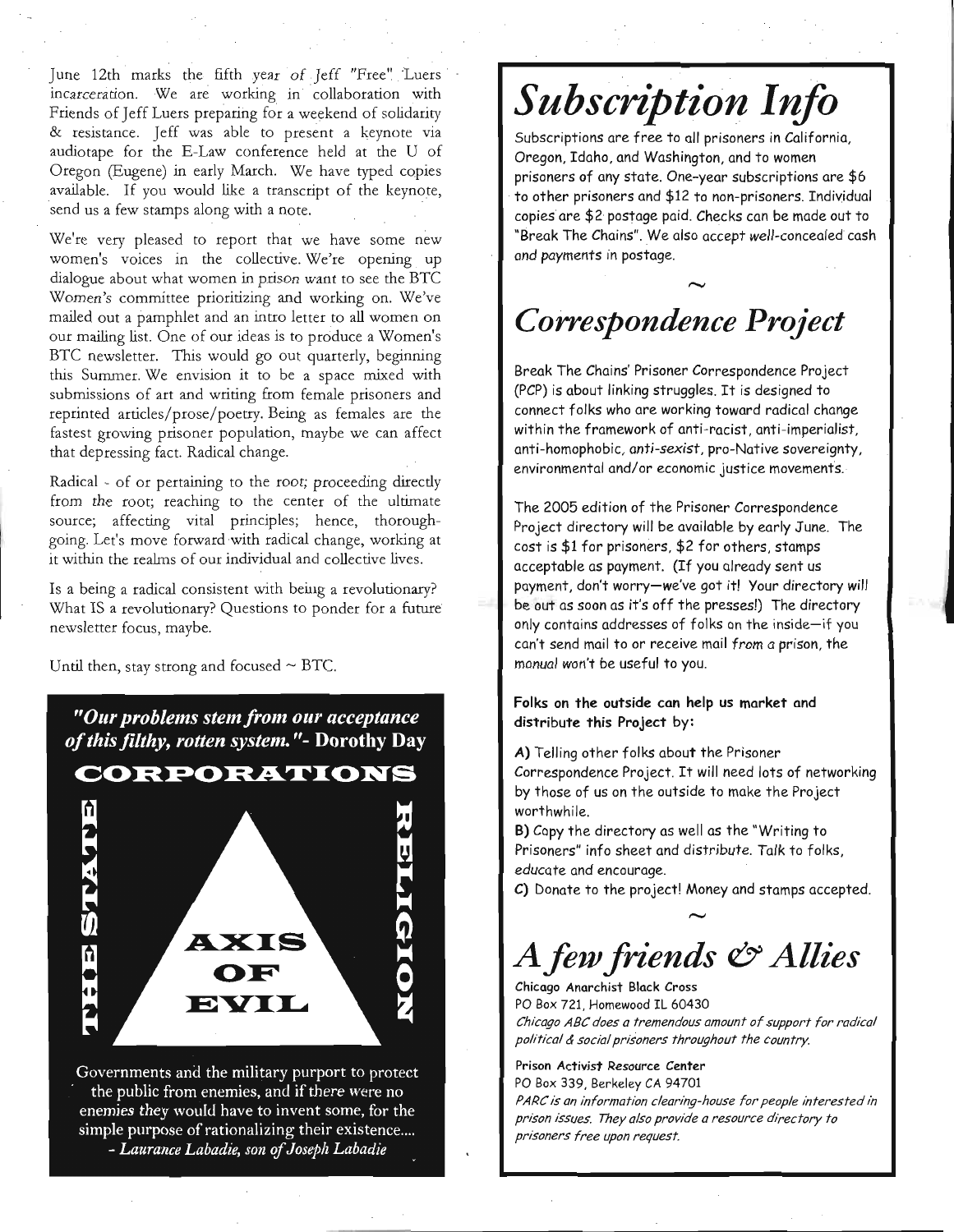June 12th marks the fifth year of Jeff "Free" Luers incarceration. We are working in collaboration with Friends of Jeff Luers preparing for a weekend of solidarity & resistance. Jeff was able to present a keynote via audiotape for the E-Law conference held at the U of Oregon (Eugene) in early March. We have typed copies available. If you would like a transcript of the keynote, send us a few stamps along with a note.

We're very pleased to report that we have some new women's voices in the collective. We're opening up dialogue about what women in prison want to see the BTC Women's committee prioritizing and working on. We've mailed out a pamphlet and an intro letter to all women on our mailing list. One of our ideas is to produce a Women's BTC newsletter. This would go out quarterly, beginning this Summer. We envision it to be a space mixed with submissions of art and writing from female prisoners and reprinted articles/prose/poetry. Being as females are the fastest growing prisoner population, maybe we can affect that depressing fact. Radical change.

Radical - of or pertaining to the root; proceeding directly from the root; reaching to the center of the ultimate source; affecting vital principles; hence, thorough-going. Let's move forward with radical change, working at it within the realms of our individual and collective lives.

Is a being a radical consistent with being a revolutionary? What IS a revolutionary? Questions to ponder for a future newsletter focus, maybe.

Until then, stay strong and focused ~ BTC.

***"Our problems stem from our acceptance of this filthy, rotten system."*** **- Dorothy Day**

CORPORATIONS

THE STATE

RELIGION

AXIS OF EVIL

Governments and the military purport to protect the public from enemies, and if there were no enemies they would have to invent some, for the simple purpose of rationalizing their existence....
*- Laurance Labadie, son of Joseph Labadie*

# *Subscription Info*

Subscriptions are free to all prisoners in California, Oregon, Idaho, and Washington, and to women prisoners of any state. One-year subscriptions are $6 to other prisoners and $12 to non-prisoners. Individual copies are $2 postage paid. Checks can be made out to "Break The Chains". We also accept well-concealed cash and payments in postage.

~

# *Correspondence Project*

Break The Chains' Prisoner Correspondence Project (PCP) is about linking struggles. It is designed to connect folks who are working toward radical change within the framework of anti-racist, anti-imperialist, anti-homophobic, anti-sexist, pro-Native sovereignty, environmental and/or economic justice movements.

The 2005 edition of the Prisoner Correspondence Project directory will be available by early June. The cost is $1 for prisoners, $2 for others, stamps acceptable as payment. (If you already sent us payment, don't worry—we've got it! Your directory will be out as soon as it's off the presses!) The directory only contains addresses of folks on the inside—if you can't send mail to or receive mail from a prison, the manual won't be useful to you.

**Folks on the outside can help us market and distribute this Project by:**

**A)** Telling other folks about the Prisoner Correspondence Project. It will need lots of networking by those of us on the outside to make the Project worthwhile.
**B)** Copy the directory as well as the "Writing to Prisoners" info sheet and distribute. Talk to folks, educate and encourage.
**C)** Donate to the project! Money and stamps accepted.

~

# *A few friends & Allies*

**Chicago Anarchist Black Cross**
PO Box 721, Homewood IL 60430
*Chicago ABC does a tremendous amount of support for radical political & social prisoners throughout the country.*

**Prison Activist Resource Center**
PO Box 339, Berkeley CA 94701
*PARC is an information clearing-house for people interested in prison issues. They also provide a resource directory to prisoners free upon request.*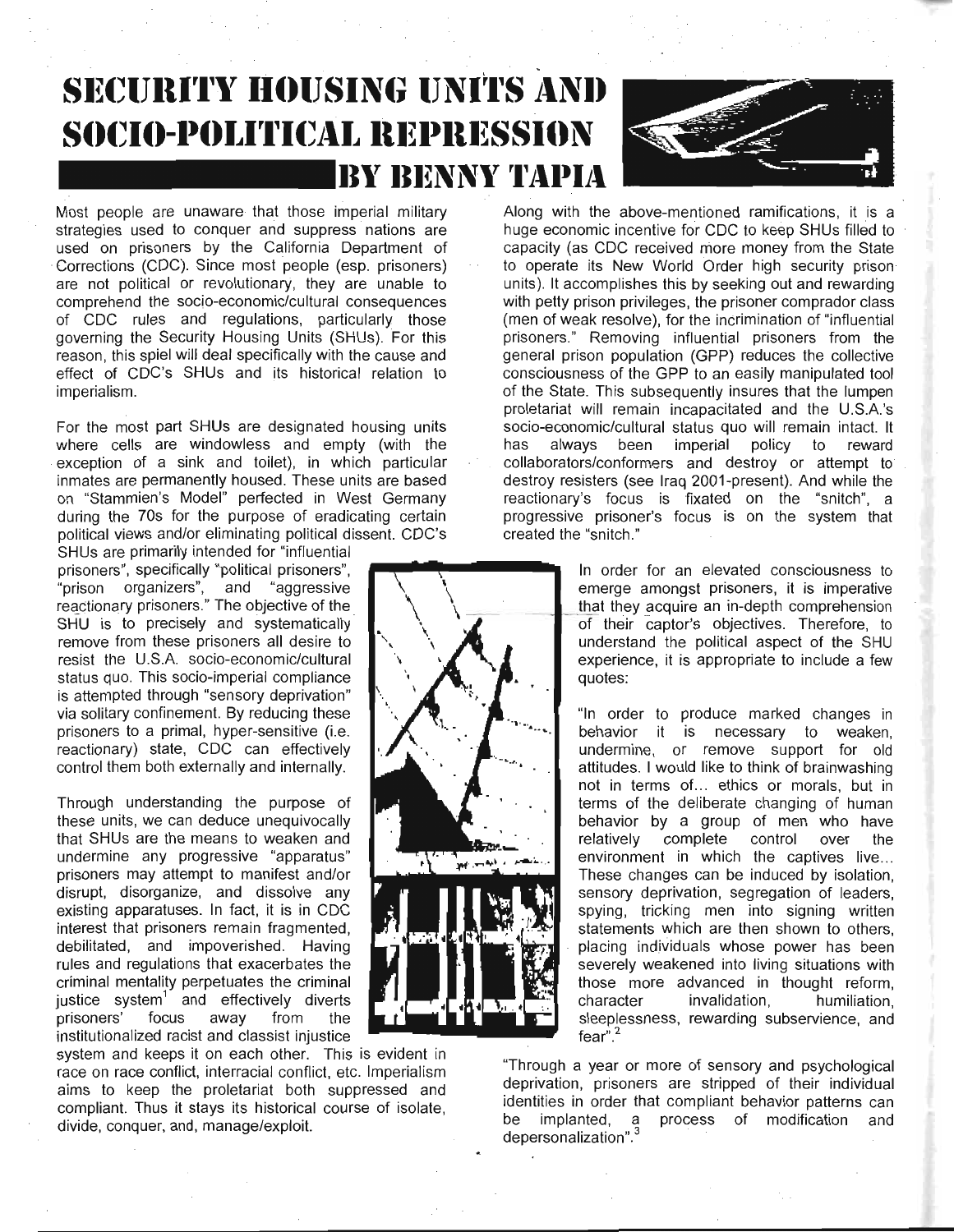# SECURITY HOUSING UNITS AND SOCIO-POLITICAL REPRESSION

## BY BENNY TAPIA

Most people are unaware that those imperial military strategies used to conquer and suppress nations are used on prisoners by the California Department of Corrections (CDC). Since most people (esp. prisoners) are not political or revolutionary, they are unable to comprehend the socio-economic/cultural consequences of CDC rules and regulations, particularly those governing the Security Housing Units (SHUs). For this reason, this spiel will deal specifically with the cause and effect of CDC's SHUs and its historical relation to imperialism.

For the most part SHUs are designated housing units where cells are windowless and empty (with the exception of a sink and toilet), in which particular inmates are permanently housed. These units are based on "Stammien's Model" perfected in West Germany during the 70s for the purpose of eradicating certain political views and/or eliminating political dissent. CDC's SHUs are primarily intended for "influential prisoners", specifically "political prisoners", "prison organizers", and "aggressive reactionary prisoners." The objective of the SHU is to precisely and systematically remove from these prisoners all desire to resist the U.S.A. socio-economic/cultural status quo. This socio-imperial compliance is attempted through "sensory deprivation" via solitary confinement. By reducing these prisoners to a primal, hyper-sensitive (i.e. reactionary) state, CDC can effectively control them both externally and internally.

Through understanding the purpose of these units, we can deduce unequivocally that SHUs are the means to weaken and undermine any progressive "apparatus" prisoners may attempt to manifest and/or disrupt, disorganize, and dissolve any existing apparatuses. In fact, it is in CDC interest that prisoners remain fragmented, debilitated, and impoverished. Having rules and regulations that exacerbates the criminal mentality perpetuates the criminal justice system[1] and effectively diverts prisoners' focus away from the institutionalized racist and classist injustice system and keeps it on each other. This is evident in race on race conflict, interracial conflict, etc. Imperialism aims to keep the proletariat both suppressed and compliant. Thus it stays its historical course of isolate, divide, conquer, and, manage/exploit.

Along with the above-mentioned ramifications, it is a huge economic incentive for CDC to keep SHUs filled to capacity (as CDC received more money from the State to operate its New World Order high security prison units). It accomplishes this by seeking out and rewarding with petty prison privileges, the prisoner comprador class (men of weak resolve), for the incrimination of "influential prisoners." Removing influential prisoners from the general prison population (GPP) reduces the collective consciousness of the GPP to an easily manipulated tool of the State. This subsequently insures that the lumpen proletariat will remain incapacitated and the U.S.A.'s socio-economic/cultural status quo will remain intact. It has always been imperial policy to reward collaborators/conformers and destroy or attempt to destroy resisters (see Iraq 2001-present). And while the reactionary's focus is fixated on the "snitch", a progressive prisoner's focus is on the system that created the "snitch."

In order for an elevated consciousness to emerge amongst prisoners, it is imperative that they acquire an in-depth comprehension of their captor's objectives. Therefore, to understand the political aspect of the SHU experience, it is appropriate to include a few quotes:

"In order to produce marked changes in behavior it is necessary to weaken, undermine, or remove support for old attitudes. I would like to think of brainwashing not in terms of... ethics or morals, but in terms of the deliberate changing of human behavior by a group of men who have relatively complete control over the environment in which the captives live... These changes can be induced by isolation, sensory deprivation, segregation of leaders, spying, tricking men into signing written statements which are then shown to others, placing individuals whose power has been severely weakened into living situations with those more advanced in thought reform, character invalidation, humiliation, sleeplessness, rewarding subservience, and fear".[2]

"Through a year or more of sensory and psychological deprivation, prisoners are stripped of their individual identities in order that compliant behavior patterns can be implanted, a process of modification and depersonalization".[3]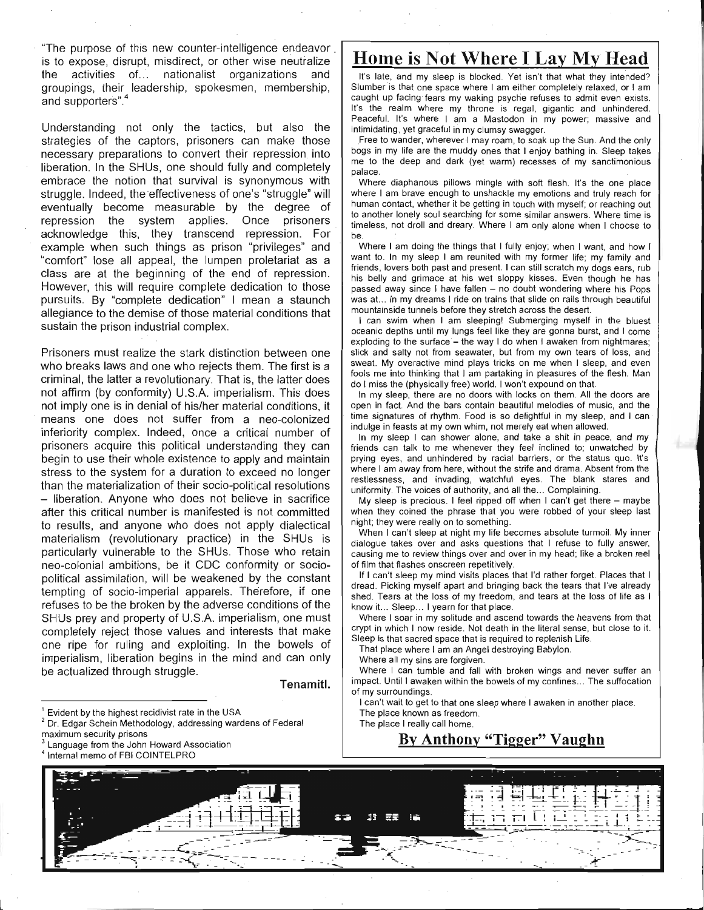"The purpose of this new counter-intelligence endeavor is to expose, disrupt, misdirect, or other wise neutralize the activities of... nationalist organizations and groupings, their leadership, spokesmen, membership, and supporters".[4]

Understanding not only the tactics, but also the strategies of the captors, prisoners can make those necessary preparations to convert their repression into liberation. In the SHUs, one should fully and completely embrace the notion that survival is synonymous with struggle. Indeed, the effectiveness of one's "struggle" will eventually become measurable by the degree of repression the system applies. Once prisoners acknowledge this, they transcend repression. For example when such things as prison "privileges" and "comfort" lose all appeal, the lumpen proletariat as a class are at the beginning of the end of repression. However, this will require complete dedication to those pursuits. By "complete dedication" I mean a staunch allegiance to the demise of those material conditions that sustain the prison industrial complex.

Prisoners must realize the stark distinction between one who breaks laws and one who rejects them. The first is a criminal, the latter a revolutionary. That is, the latter does not affirm (by conformity) U.S.A. imperialism. This does not imply one is in denial of his/her material conditions, it means one does not suffer from a neo-colonized inferiority complex. Indeed, once a critical number of prisoners acquire this political understanding they can begin to use their whole existence to apply and maintain stress to the system for a duration to exceed no longer than the materialization of their socio-political resolutions – liberation. Anyone who does not believe in sacrifice after this critical number is manifested is not committed to results, and anyone who does not apply dialectical materialism (revolutionary practice) in the SHUs is particularly vulnerable to the SHUs. Those who retain neo-colonial ambitions, be it CDC conformity or socio-political assimilation, will be weakened by the constant tempting of socio-imperial apparels. Therefore, if one refuses to be the broken by the adverse conditions of the SHUs prey and property of U.S.A. imperialism, one must completely reject those values and interests that make one ripe for ruling and exploiting. In the bowels of imperialism, liberation begins in the mind and can only be actualized through struggle.

**Tenamitl.**

---

[1] Evident by the highest recidivist rate in the USA
[2] Dr. Edgar Schein Methodology, addressing wardens of Federal maximum security prisons
[3] Language from the John Howard Association
[4] Internal memo of FBI COINTELPRO

## Home is Not Where I Lay My Head

It's late, and my sleep is blocked. Yet isn't that what they intended? Slumber is that one space where I am either completely relaxed, or I am caught up facing fears my waking psyche refuses to admit even exists. It's the realm where my throne is regal, gigantic and unhindered. Peaceful. It's where I am a Mastodon in my power; massive and intimidating, yet graceful in my clumsy swagger.

Free to wander, wherever I may roam, to soak up the Sun. And the only bogs in my life are the muddy ones that I enjoy bathing in. Sleep takes me to the deep and dark (yet warm) recesses of my sanctimonious palace.

Where diaphanous pillows mingle with soft flesh. It's the one place where I am brave enough to unshackle my emotions and truly reach for human contact, whether it be getting in touch with myself; or reaching out to another lonely soul searching for some similar answers. Where time is timeless, not droll and dreary. Where I am only alone when I choose to be.

Where I am doing the things that I fully enjoy; when I want, and how I want to. In my sleep I am reunited with my former life; my family and friends, lovers both past and present. I can still scratch my dogs ears, rub his belly and grimace at his wet sloppy kisses. Even though he has passed away since I have fallen – no doubt wondering where his Pops was at... In my dreams I ride on trains that slide on rails through beautiful mountainside tunnels before they stretch across the desert.

I can swim when I am sleeping! Submerging myself in the bluest oceanic depths until my lungs feel like they are gonna burst, and I come exploding to the surface – the way I do when I awaken from nightmares; slick and salty not from seawater, but from my own tears of loss, and sweat. My overactive mind plays tricks on me when I sleep, and even fools me into thinking that I am partaking in pleasures of the flesh. Man do I miss the (physically free) world. I won't expound on that.

In my sleep, there are no doors with locks on them. All the doors are open in fact. And the bars contain beautiful melodies of music, and the time signatures of rhythm. Food is so delightful in my sleep, and I can indulge in feasts at my own whim, not merely eat when allowed.

In my sleep I can shower alone, and take a shit in peace, and my friends can talk to me whenever they feel inclined to; unwatched by prying eyes, and unhindered by racial barriers, or the status quo. It's where I am away from here, without the strife and drama. Absent from the restlessness, and invading, watchful eyes. The blank stares and uniformity. The voices of authority, and all the... Complaining.

My sleep is precious. I feel ripped off when I can't get there – maybe when they coined the phrase that you were robbed of your sleep last night; they were really on to something.

When I can't sleep at night my life becomes absolute turmoil. My inner dialogue takes over and asks questions that I refuse to fully answer, causing me to review things over and over in my head; like a broken reel of film that flashes onscreen repetitively.

If I can't sleep my mind visits places that I'd rather forget. Places that I dread. Picking myself apart and bringing back the tears that I've already shed. Tears at the loss of my freedom, and tears at the loss of life as I know it... Sleep... I yearn for that place.

Where I soar in my solitude and ascend towards the heavens from that crypt in which I now reside. Not death in the literal sense, but close to it. Sleep is that sacred space that is required to replenish Life.

That place where I am an Angel destroying Babylon.

Where all my sins are forgiven.

Where I can tumble and fall with broken wings and never suffer an impact. Until I awaken within the bowels of my confines... The suffocation of my surroundings.

I can't wait to get to that one sleep where I awaken in another place.

The place known as freedom.

The place I really call home.

**By Anthony "Tigger" Vaughn**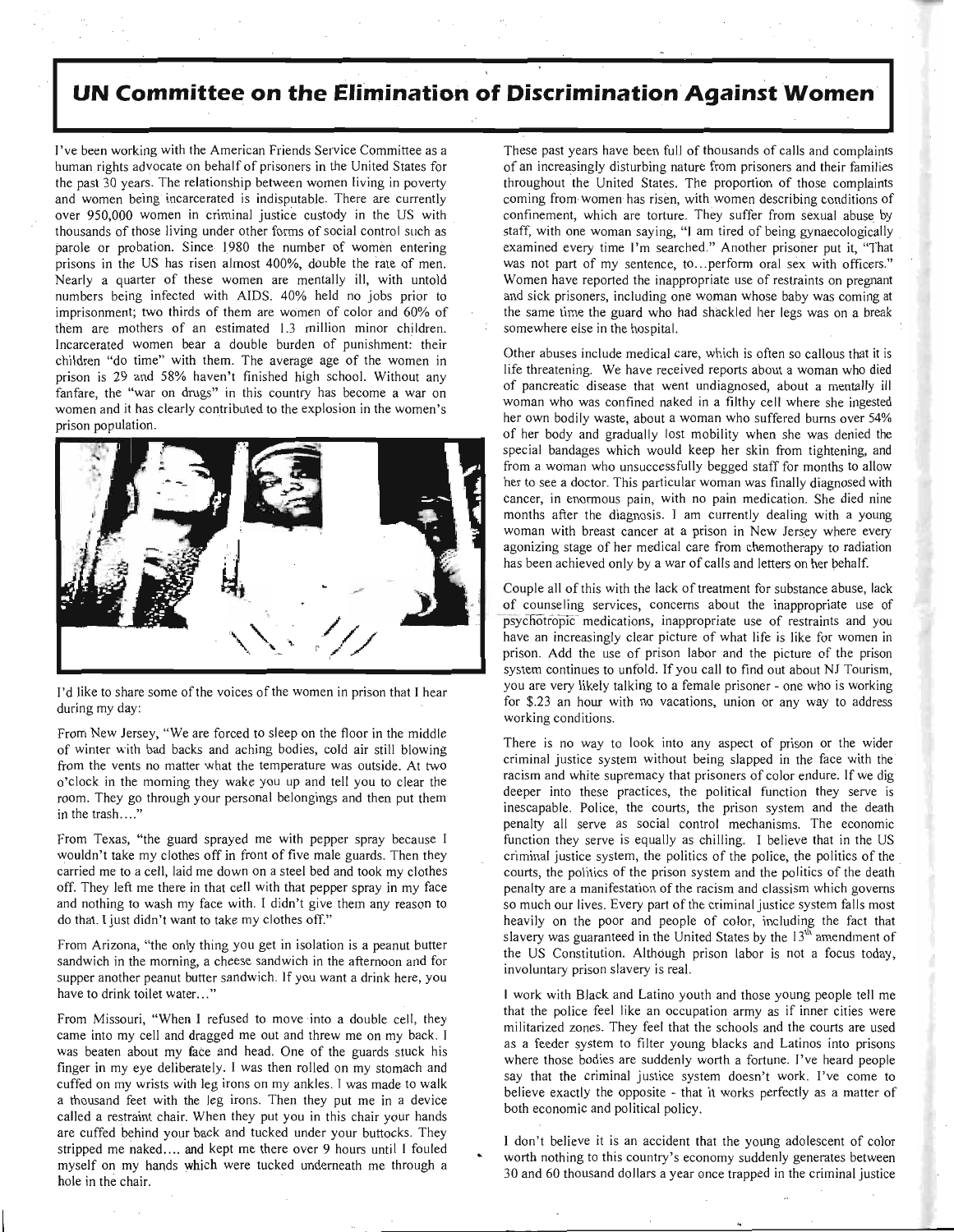# UN Committee on the Elimination of Discrimination Against Women

I've been working with the American Friends Service Committee as a human rights advocate on behalf of prisoners in the United States for the past 30 years. The relationship between women living in poverty and women being incarcerated is indisputable. There are currently over 950,000 women in criminal justice custody in the US with thousands of those living under other forms of social control such as parole or probation. Since 1980 the number of women entering prisons in the US has risen almost 400%, double the rate of men. Nearly a quarter of these women are mentally ill, with untold numbers being infected with AIDS. 40% held no jobs prior to imprisonment; two thirds of them are women of color and 60% of them are mothers of an estimated 1.3 million minor children. Incarcerated women bear a double burden of punishment: their children "do time" with them. The average age of the women in prison is 29 and 58% haven't finished high school. Without any fanfare, the "war on drugs" in this country has become a war on women and it has clearly contributed to the explosion in the women's prison population.

I'd like to share some of the voices of the women in prison that I hear during my day:

From New Jersey, "We are forced to sleep on the floor in the middle of winter with bad backs and aching bodies, cold air still blowing from the vents no matter what the temperature was outside. At two o'clock in the morning they wake you up and tell you to clear the room. They go through your personal belongings and then put them in the trash...."

From Texas, "the guard sprayed me with pepper spray because I wouldn't take my clothes off in front of five male guards. Then they carried me to a cell, laid me down on a steel bed and took my clothes off. They left me there in that cell with that pepper spray in my face and nothing to wash my face with. I didn't give them any reason to do that. I just didn't want to take my clothes off."

From Arizona, "the only thing you get in isolation is a peanut butter sandwich in the morning, a cheese sandwich in the afternoon and for supper another peanut butter sandwich. If you want a drink here, you have to drink toilet water..."

From Missouri, "When I refused to move into a double cell, they came into my cell and dragged me out and threw me on my back. I was beaten about my face and head. One of the guards stuck his finger in my eye deliberately. I was then rolled on my stomach and cuffed on my wrists with leg irons on my ankles. I was made to walk a thousand feet with the leg irons. Then they put me in a device called a restraint chair. When they put you in this chair your hands are cuffed behind your back and tucked under your buttocks. They stripped me naked.... and kept me there over 9 hours until I fouled myself on my hands which were tucked underneath me through a hole in the chair.

These past years have been full of thousands of calls and complaints of an increasingly disturbing nature from prisoners and their families throughout the United States. The proportion of those complaints coming from women has risen, with women describing conditions of confinement, which are torture. They suffer from sexual abuse by staff, with one woman saying, "I am tired of being gynaecologically examined every time I'm searched." Another prisoner put it, "That was not part of my sentence, to...perform oral sex with officers." Women have reported the inappropriate use of restraints on pregnant and sick prisoners, including one woman whose baby was coming at the same time the guard who had shackled her legs was on a break somewhere else in the hospital.

Other abuses include medical care, which is often so callous that it is life threatening. We have received reports about a woman who died of pancreatic disease that went undiagnosed, about a mentally ill woman who was confined naked in a filthy cell where she ingested her own bodily waste, about a woman who suffered burns over 54% of her body and gradually lost mobility when she was denied the special bandages which would keep her skin from tightening, and from a woman who unsuccessfully begged staff for months to allow her to see a doctor. This particular woman was finally diagnosed with cancer, in enormous pain, with no pain medication. She died nine months after the diagnosis. I am currently dealing with a young woman with breast cancer at a prison in New Jersey where every agonizing stage of her medical care from chemotherapy to radiation has been achieved only by a war of calls and letters on her behalf.

Couple all of this with the lack of treatment for substance abuse, lack of counseling services, concerns about the inappropriate use of psychotropic medications, inappropriate use of restraints and you have an increasingly clear picture of what life is like for women in prison. Add the use of prison labor and the picture of the prison system continues to unfold. If you call to find out about NJ Tourism, you are very likely talking to a female prisoner - one who is working for $.23 an hour with no vacations, union or any way to address working conditions.

There is no way to look into any aspect of prison or the wider criminal justice system without being slapped in the face with the racism and white supremacy that prisoners of color endure. If we dig deeper into these practices, the political function they serve is inescapable. Police, the courts, the prison system and the death penalty all serve as social control mechanisms. The economic function they serve is equally as chilling. I believe that in the US criminal justice system, the politics of the police, the politics of the courts, the politics of the prison system and the politics of the death penalty are a manifestation of the racism and classism which governs so much our lives. Every part of the criminal justice system falls most heavily on the poor and people of color, including the fact that slavery was guaranteed in the United States by the 13th amendment of the US Constitution. Although prison labor is not a focus today, involuntary prison slavery is real.

I work with Black and Latino youth and those young people tell me that the police feel like an occupation army as if inner cities were militarized zones. They feel that the schools and the courts are used as a feeder system to filter young blacks and Latinos into prisons where those bodies are suddenly worth a fortune. I've heard people say that the criminal justice system doesn't work. I've come to believe exactly the opposite - that it works perfectly as a matter of both economic and political policy.

I don't believe it is an accident that the young adolescent of color worth nothing to this country's economy suddenly generates between 30 and 60 thousand dollars a year once trapped in the criminal justice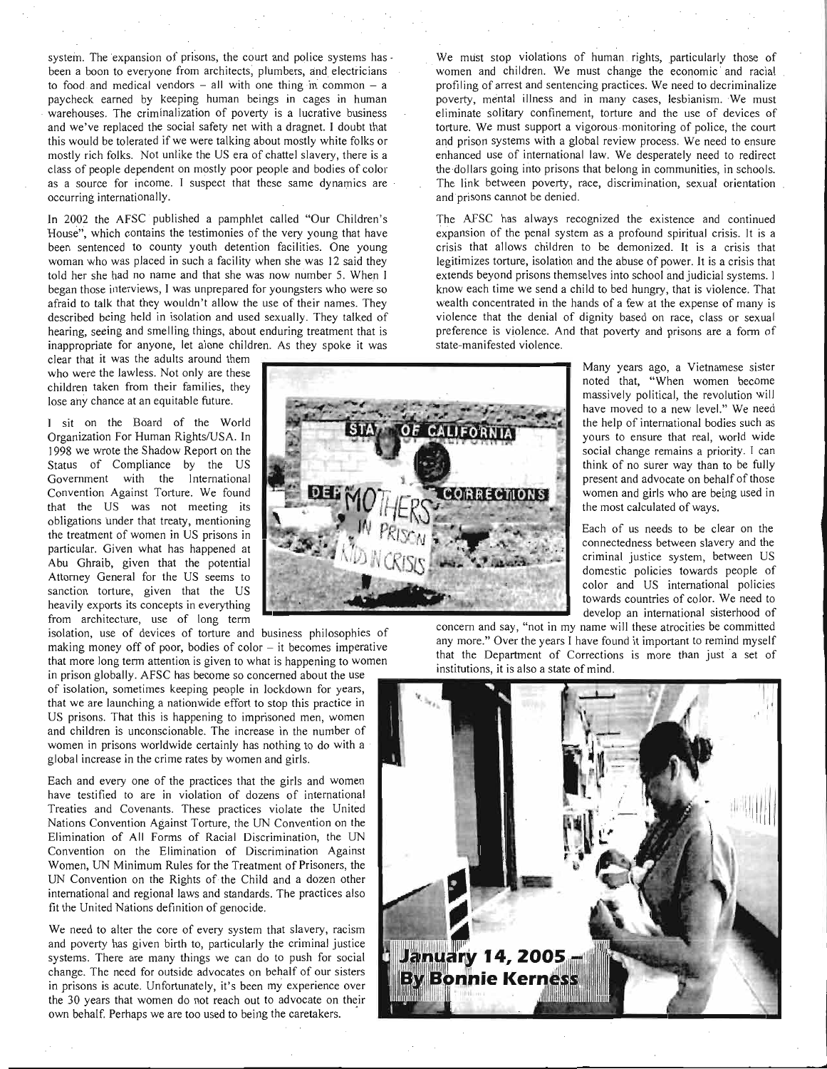system. The expansion of prisons, the court and police systems has been a boon to everyone from architects, plumbers, and electricians to food and medical vendors – all with one thing in common – a paycheck earned by keeping human beings in cages in human warehouses. The criminalization of poverty is a lucrative business and we've replaced the social safety net with a dragnet. I doubt that this would be tolerated if we were talking about mostly white folks or mostly rich folks. Not unlike the US era of chattel slavery, there is a class of people dependent on mostly poor people and bodies of color as a source for income. I suspect that these same dynamics are occurring internationally.

In 2002 the AFSC published a pamphlet called "Our Children's House", which contains the testimonies of the very young that have been sentenced to county youth detention facilities. One young woman who was placed in such a facility when she was 12 said they told her she had no name and that she was now number 5. When I began those interviews, I was unprepared for youngsters who were so afraid to talk that they wouldn't allow the use of their names. They described being held in isolation and used sexually. They talked of hearing, seeing and smelling things, about enduring treatment that is inappropriate for anyone, let alone children. As they spoke it was clear that it was the adults around them who were the lawless. Not only are these children taken from their families, they lose any chance at an equitable future.

I sit on the Board of the World Organization For Human Rights/USA. In 1998 we wrote the Shadow Report on the Status of Compliance by the US Government with the International Convention Against Torture. We found that the US was not meeting its obligations under that treaty, mentioning the treatment of women in US prisons in particular. Given what has happened at Abu Ghraib, given that the potential Attorney General for the US seems to sanction torture, given that the US heavily exports its concepts in everything from architecture, use of long term isolation, use of devices of torture and business philosophies of making money off of poor, bodies of color – it becomes imperative that more long term attention is given to what is happening to women in prison globally. AFSC has become so concerned about the use of isolation, sometimes keeping people in lockdown for years, that we are launching a nationwide effort to stop this practice in US prisons. That this is happening to imprisoned men, women and children is unconscionable. The increase in the number of women in prisons worldwide certainly has nothing to do with a global increase in the crime rates by women and girls.

Each and every one of the practices that the girls and women have testified to are in violation of dozens of international Treaties and Covenants. These practices violate the United Nations Convention Against Torture, the UN Convention on the Elimination of All Forms of Racial Discrimination, the UN Convention on the Elimination of Discrimination Against Women, UN Minimum Rules for the Treatment of Prisoners, the UN Convention on the Rights of the Child and a dozen other international and regional laws and standards. The practices also fit the United Nations definition of genocide.

We need to alter the core of every system that slavery, racism and poverty has given birth to, particularly the criminal justice systems. There are many things we can do to push for social change. The need for outside advocates on behalf of our sisters in prisons is acute. Unfortunately, it's been my experience over the 30 years that women do not reach out to advocate on their own behalf. Perhaps we are too used to being the caretakers.

We must stop violations of human rights, particularly those of women and children. We must change the economic and racial profiling of arrest and sentencing practices. We need to decriminalize poverty, mental illness and in many cases, lesbianism. We must eliminate solitary confinement, torture and the use of devices of torture. We must support a vigorous monitoring of police, the court and prison systems with a global review process. We need to ensure enhanced use of international law. We desperately need to redirect the dollars going into prisons that belong in communities, in schools. The link between poverty, race, discrimination, sexual orientation and prisons cannot be denied.

The AFSC has always recognized the existence and continued expansion of the penal system as a profound spiritual crisis. It is a crisis that allows children to be demonized. It is a crisis that legitimizes torture, isolation and the abuse of power. It is a crisis that extends beyond prisons themselves into school and judicial systems. I know each time we send a child to bed hungry, that is violence. That wealth concentrated in the hands of a few at the expense of many is violence that the denial of dignity based on race, class or sexual preference is violence. And that poverty and prisons are a form of state-manifested violence.

Many years ago, a Vietnamese sister noted that, "When women become massively political, the revolution will have moved to a new level." We need the help of international bodies such as yours to ensure that real, world wide social change remains a priority. I can think of no surer way than to be fully present and advocate on behalf of those women and girls who are being used in the most calculated of ways.

Each of us needs to be clear on the connectedness between slavery and the criminal justice system, between US domestic policies towards people of color and US international policies towards countries of color. We need to develop an international sisterhood of concern and say, "not in my name will these atrocities be committed any more." Over the years I have found it important to remind myself that the Department of Corrections is more than just a set of institutions, it is also a state of mind.

**January 14, 2005 – By Bonnie Kerness**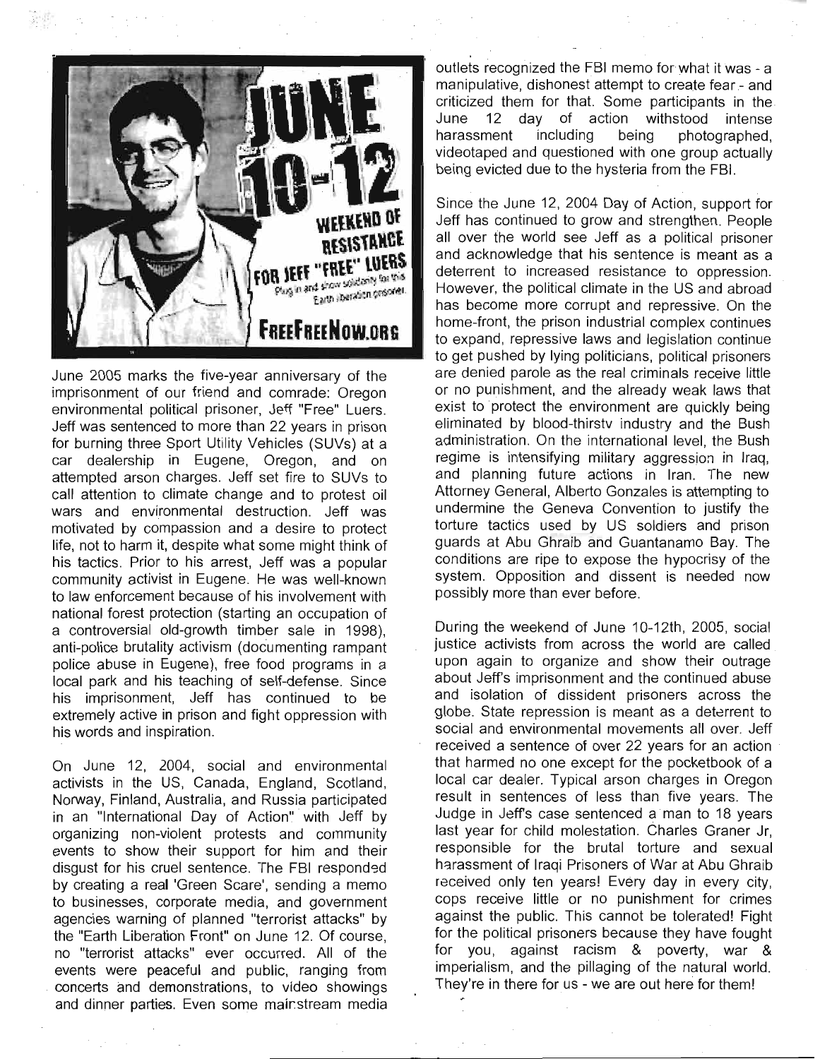June 2005 marks the five-year anniversary of the imprisonment of our friend and comrade: Oregon environmental political prisoner, Jeff "Free" Luers. Jeff was sentenced to more than 22 years in prison for burning three Sport Utility Vehicles (SUVs) at a car dealership in Eugene, Oregon, and on attempted arson charges. Jeff set fire to SUVs to call attention to climate change and to protest oil wars and environmental destruction. Jeff was motivated by compassion and a desire to protect life, not to harm it, despite what some might think of his tactics. Prior to his arrest, Jeff was a popular community activist in Eugene. He was well-known to law enforcement because of his involvement with national forest protection (starting an occupation of a controversial old-growth timber sale in 1998), anti-police brutality activism (documenting rampant police abuse in Eugene), free food programs in a local park and his teaching of self-defense. Since his imprisonment, Jeff has continued to be extremely active in prison and fight oppression with his words and inspiration.

On June 12, 2004, social and environmental activists in the US, Canada, England, Scotland, Norway, Finland, Australia, and Russia participated in an "International Day of Action" with Jeff by organizing non-violent protests and community events to show their support for him and their disgust for his cruel sentence. The FBI responded by creating a real 'Green Scare', sending a memo to businesses, corporate media, and government agencies warning of planned "terrorist attacks" by the "Earth Liberation Front" on June 12. Of course, no "terrorist attacks" ever occurred. All of the events were peaceful and public, ranging from concerts and demonstrations, to video showings and dinner parties. Even some mainstream media outlets recognized the FBI memo for what it was - a manipulative, dishonest attempt to create fear - and criticized them for that. Some participants in the June 12 day of action withstood intense harassment including being photographed, videotaped and questioned with one group actually being evicted due to the hysteria from the FBI.

Since the June 12, 2004 Day of Action, support for Jeff has continued to grow and strengthen. People all over the world see Jeff as a political prisoner and acknowledge that his sentence is meant as a deterrent to increased resistance to oppression. However, the political climate in the US and abroad has become more corrupt and repressive. On the home-front, the prison industrial complex continues to expand, repressive laws and legislation continue to get pushed by lying politicians, political prisoners are denied parole as the real criminals receive little or no punishment, and the already weak laws that exist to protect the environment are quickly being eliminated by blood-thirstv industry and the Bush administration. On the international level, the Bush regime is intensifying military aggression in Iraq, and planning future actions in Iran. The new Attorney General, Alberto Gonzales is attempting to undermine the Geneva Convention to justify the torture tactics used by US soldiers and prison guards at Abu Ghraib and Guantanamo Bay. The conditions are ripe to expose the hypocrisy of the system. Opposition and dissent is needed now possibly more than ever before.

During the weekend of June 10-12th, 2005, social justice activists from across the world are called upon again to organize and show their outrage about Jeff's imprisonment and the continued abuse and isolation of dissident prisoners across the globe. State repression is meant as a deterrent to social and environmental movements all over. Jeff received a sentence of over 22 years for an action that harmed no one except for the pocketbook of a local car dealer. Typical arson charges in Oregon result in sentences of less than five years. The Judge in Jeff's case sentenced a man to 18 years last year for child molestation. Charles Graner Jr, responsible for the brutal torture and sexual harassment of Iraqi Prisoners of War at Abu Ghraib received only ten years! Every day in every city, cops receive little or no punishment for crimes against the public. This cannot be tolerated! Fight for the political prisoners because they have fought for you, against racism & poverty, war & imperialism, and the pillaging of the natural world. They're in there for us - we are out here for them!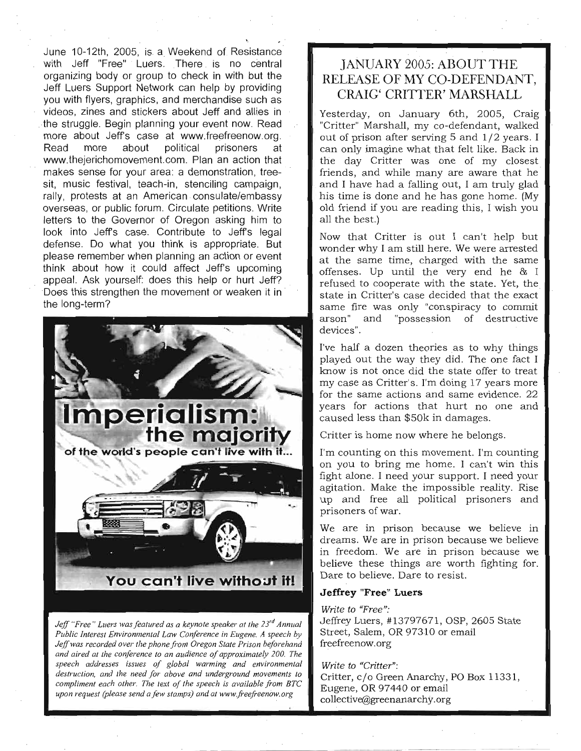June 10-12th, 2005, is a Weekend of Resistance with Jeff "Free" Luers. There is no central organizing body or group to check in with but the Jeff Luers Support Network can help by providing you with flyers, graphics, and merchandise such as videos, zines and stickers about Jeff and allies in the struggle. Begin planning your event now. Read more about Jeff's case at www.freefreenow.org. Read more about political prisoners at www.thejerichomovement.com. Plan an action that makes sense for your area: a demonstration, tree-sit, music festival, teach-in, stenciling campaign, rally, protests at an American consulate/embassy overseas, or public forum. Circulate petitions. Write letters to the Governor of Oregon asking him to look into Jeff's case. Contribute to Jeff's legal defense. Do what you think is appropriate. But please remember when planning an action or event think about how it could affect Jeff's upcoming appeal. Ask yourself: does this help or hurt Jeff? Does this strengthen the movement or weaken it in the long-term?

**Imperialism: the majority of the world's people can't live with it...**

**You can't live without it!**

*Jeff "Free" Luers was featured as a keynote speaker at the 23rd Annual Public Interest Environmental Law Conference in Eugene. A speech by Jeff was recorded over the phone from Oregon State Prison beforehand and aired at the conference to an audience of approximately 200. The speech addresses issues of global warming and environmental destruction, and the need for above and underground movements to compliment each other. The text of the speech is available from BTC upon request (please send a few stamps) and at www.freefreenow.org*

## JANUARY 2005: ABOUT THE RELEASE OF MY CO-DEFENDANT, CRAIG' CRITTER' MARSHALL

Yesterday, on January 6th, 2005, Craig "Critter" Marshall, my co-defendant, walked out of prison after serving 5 and 1/2 years. I can only imagine what that felt like. Back in the day Critter was one of my closest friends, and while many are aware that he and I have had a falling out, I am truly glad his time is done and he has gone home. (My old friend if you are reading this, I wish you all the best.)

Now that Critter is out I can't help but wonder why I am still here. We were arrested at the same time, charged with the same offenses. Up until the very end he & I refused to cooperate with the state. Yet, the state in Critter's case decided that the exact same fire was only "conspiracy to commit arson" and "possession of destructive devices".

I've half a dozen theories as to why things played out the way they did. The one fact I know is not once did the state offer to treat my case as Critter's. I'm doing 17 years more for the same actions and same evidence. 22 years for actions that hurt no one and caused less than $50k in damages.

Critter is home now where he belongs.

I'm counting on this movement. I'm counting on you to bring me home. I can't win this fight alone. I need your support. I need your agitation. Make the impossible reality. Rise up and free all political prisoners and prisoners of war.

We are in prison because we believe in dreams. We are in prison because we believe in freedom. We are in prison because we believe these things are worth fighting for. Dare to believe. Dare to resist.

**Jeffrey "Free" Luers**

*Write to "Free":*
Jeffrey Luers, #13797671, OSP, 2605 State Street, Salem, OR 97310 or email freefreenow.org

*Write to "Critter":*
Critter, c/o Green Anarchy, PO Box 11331, Eugene, OR 97440 or email collective@greenanarchy.org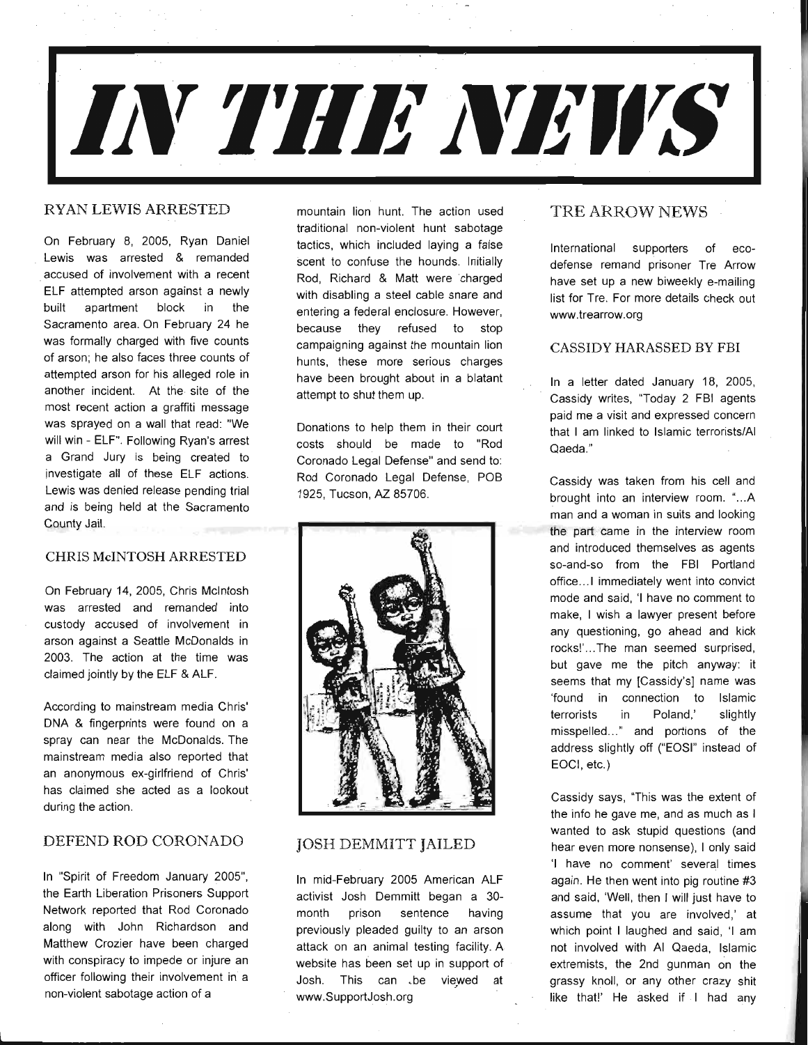# IN THE NEWS

## RYAN LEWIS ARRESTED

On February 8, 2005, Ryan Daniel Lewis was arrested & remanded accused of involvement with a recent ELF attempted arson against a newly built apartment block in the Sacramento area. On February 24 he was formally charged with five counts of arson; he also faces three counts of attempted arson for his alleged role in another incident. At the site of the most recent action a graffiti message was sprayed on a wall that read: "We will win - ELF". Following Ryan's arrest a Grand Jury is being created to investigate all of these ELF actions. Lewis was denied release pending trial and is being held at the Sacramento County Jail.

## CHRIS McINTOSH ARRESTED

On February 14, 2005, Chris McIntosh was arrested and remanded into custody accused of involvement in arson against a Seattle McDonalds in 2003. The action at the time was claimed jointly by the ELF & ALF.

According to mainstream media Chris' DNA & fingerprints were found on a spray can near the McDonalds. The mainstream media also reported that an anonymous ex-girlfriend of Chris' has claimed she acted as a lookout during the action.

## DEFEND ROD CORONADO

In "Spirit of Freedom January 2005", the Earth Liberation Prisoners Support Network reported that Rod Coronado along with John Richardson and Matthew Crozier have been charged with conspiracy to impede or injure an officer following their involvement in a non-violent sabotage action of a mountain lion hunt. The action used traditional non-violent hunt sabotage tactics, which included laying a false scent to confuse the hounds. Initially Rod, Richard & Matt were charged with disabling a steel cable snare and entering a federal enclosure. However, because they refused to stop campaigning against the mountain lion hunts, these more serious charges have been brought about in a blatant attempt to shut them up.

Donations to help them in their court costs should be made to "Rod Coronado Legal Defense" and send to: Rod Coronado Legal Defense, POB 1925, Tucson, AZ 85706.

## JOSH DEMMITT JAILED

In mid-February 2005 American ALF activist Josh Demmitt began a 30-month prison sentence having previously pleaded guilty to an arson attack on an animal testing facility. A website has been set up in support of Josh. This can be viewed at www.SupportJosh.org

## TRE ARROW NEWS

International supporters of eco-defense remand prisoner Tre Arrow have set up a new biweekly e-mailing list for Tre. For more details check out www.trearrow.org

## CASSIDY HARASSED BY FBI

In a letter dated January 18, 2005, Cassidy writes, "Today 2 FBI agents paid me a visit and expressed concern that I am linked to Islamic terrorists/Al Qaeda."

Cassidy was taken from his cell and brought into an interview room. "...A man and a woman in suits and looking the part came in the interview room and introduced themselves as agents so-and-so from the FBI Portland office...I immediately went into convict mode and said, 'I have no comment to make, I wish a lawyer present before any questioning, go ahead and kick rocks!'...The man seemed surprised, but gave me the pitch anyway: it seems that my [Cassidy's] name was 'found in connection to Islamic terrorists in Poland,' slightly misspelled..." and portions of the address slightly off ("EOSI" instead of EOCI, etc.)

Cassidy says, "This was the extent of the info he gave me, and as much as I wanted to ask stupid questions (and hear even more nonsense), I only said 'I have no comment' several times again. He then went into pig routine #3 and said, 'Well, then I will just have to assume that you are involved,' at which point I laughed and said, 'I am not involved with Al Qaeda, Islamic extremists, the 2nd gunman on the grassy knoll, or any other crazy shit like that!' He asked if I had any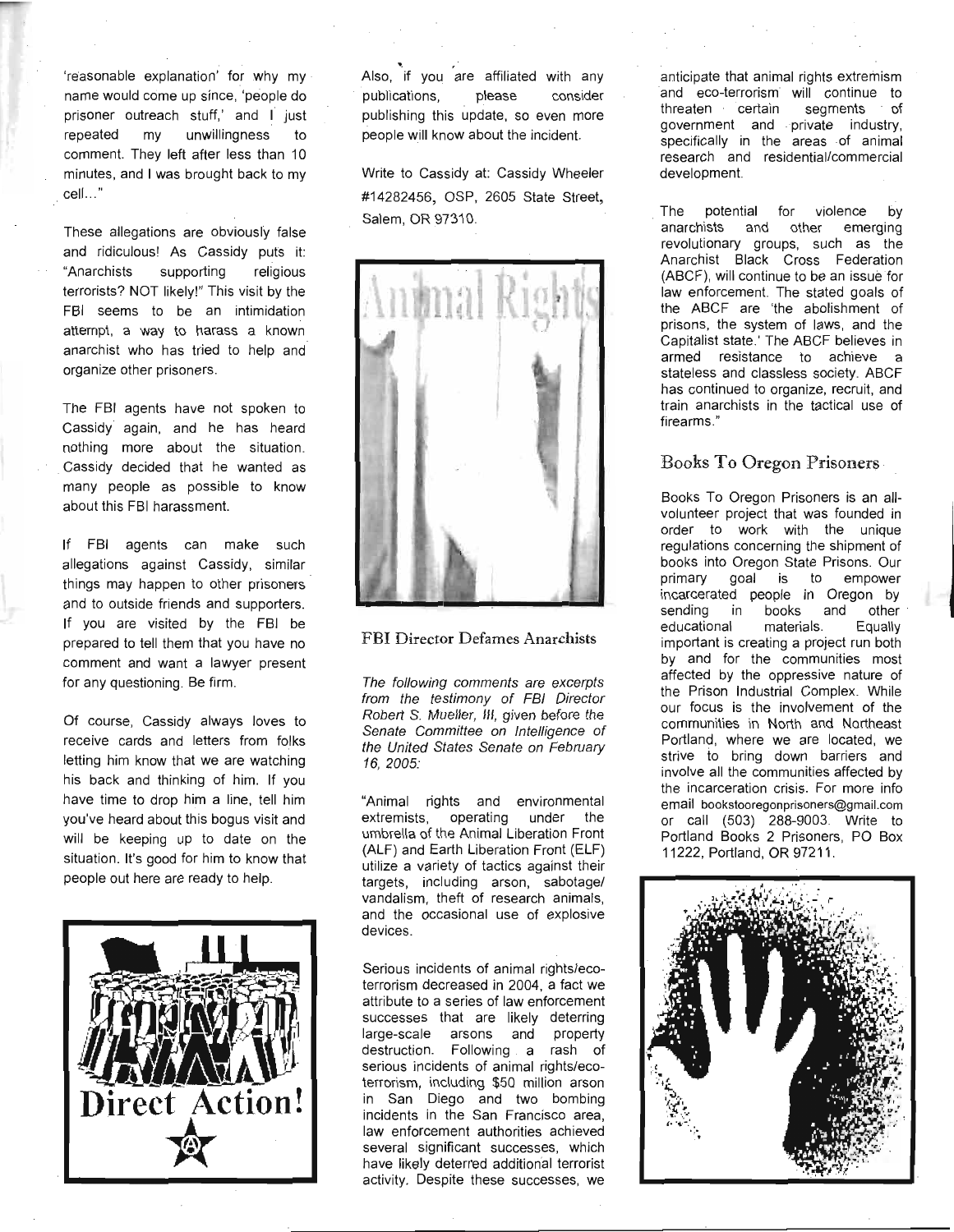'reasonable explanation' for why my name would come up since, 'people do prisoner outreach stuff,' and I just repeated my unwillingness to comment. They left after less than 10 minutes, and I was brought back to my cell..."

These allegations are obviously false and ridiculous! As Cassidy puts it: "Anarchists supporting religious terrorists? NOT likely!" This visit by the FBI seems to be an intimidation attempt, a way to harass a known anarchist who has tried to help and organize other prisoners.

The FBI agents have not spoken to Cassidy again, and he has heard nothing more about the situation. Cassidy decided that he wanted as many people as possible to know about this FBI harassment.

If FBI agents can make such allegations against Cassidy, similar things may happen to other prisoners and to outside friends and supporters. If you are visited by the FBI be prepared to tell them that you have no comment and want a lawyer present for any questioning. Be firm.

Of course, Cassidy always loves to receive cards and letters from folks letting him know that we are watching his back and thinking of him. If you have time to drop him a line, tell him you've heard about this bogus visit and will be keeping up to date on the situation. It's good for him to know that people out here are ready to help.

Direct Action!

Also, if you are affiliated with any publications, please consider publishing this update, so even more people will know about the incident.

Write to Cassidy at: Cassidy Wheeler #14282456, OSP, 2605 State Street, Salem, OR 97310.

Animal Rights

## FBI Director Defames Anarchists

*The following comments are excerpts from the testimony of FBI Director Robert S. Mueller, III, given before the Senate Committee on Intelligence of the United States Senate on February 16, 2005:*

"Animal rights and environmental extremists, operating under the umbrella of the Animal Liberation Front (ALF) and Earth Liberation Front (ELF) utilize a variety of tactics against their targets, including arson, sabotage/vandalism, theft of research animals, and the occasional use of explosive devices.

Serious incidents of animal rights/eco-terrorism decreased in 2004, a fact we attribute to a series of law enforcement successes that are likely deterring large-scale arsons and property destruction. Following a rash of serious incidents of animal rights/eco-terrorism, including $50 million arson in San Diego and two bombing incidents in the San Francisco area, law enforcement authorities achieved several significant successes, which have likely deterred additional terrorist activity. Despite these successes, we anticipate that animal rights extremism and eco-terrorism will continue to threaten certain segments of government and private industry, specifically in the areas of animal research and residential/commercial development.

The potential for violence by anarchists and other emerging revolutionary groups, such as the Anarchist Black Cross Federation (ABCF), will continue to be an issue for law enforcement. The stated goals of the ABCF are 'the abolishment of prisons, the system of laws, and the Capitalist state.' The ABCF believes in armed resistance to achieve a stateless and classless society. ABCF has continued to organize, recruit, and train anarchists in the tactical use of firearms."

## Books To Oregon Prisoners

Books To Oregon Prisoners is an all-volunteer project that was founded in order to work with the unique regulations concerning the shipment of books into Oregon State Prisons. Our primary goal is to empower incarcerated people in Oregon by sending in books and other educational materials. Equally important is creating a project run both by and for the communities most affected by the oppressive nature of the Prison Industrial Complex. While our focus is the involvement of the communities in North and Northeast Portland, where we are located, we strive to bring down barriers and involve all the communities affected by the incarceration crisis. For more info email bookstooregonprisoners@gmail.com or call (503) 288-9003. Write to Portland Books 2 Prisoners, PO Box 11222, Portland, OR 97211.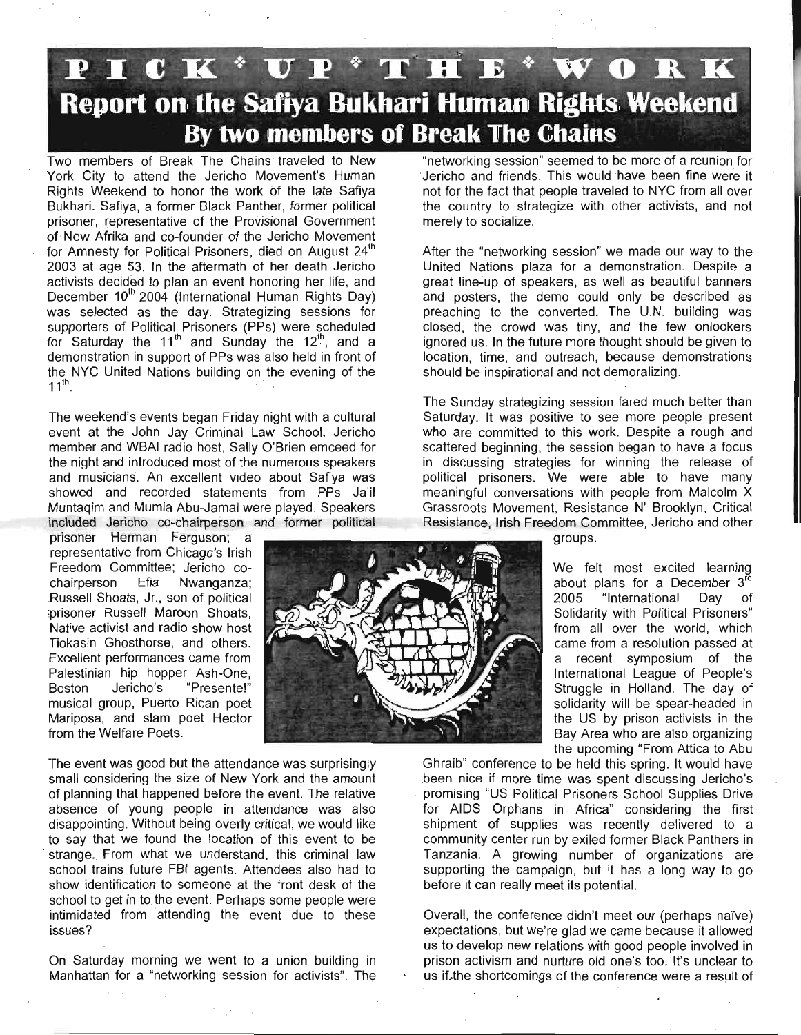# PICK * UP * THE * WORK

## Report on the Safiya Bukhari Human Rights Weekend

### By two members of Break The Chains

Two members of Break The Chains traveled to New York City to attend the Jericho Movement's Human Rights Weekend to honor the work of the late Safiya Bukhari. Safiya, a former Black Panther, former political prisoner, representative of the Provisional Government of New Afrika and co-founder of the Jericho Movement for Amnesty for Political Prisoners, died on August 24th 2003 at age 53. In the aftermath of her death Jericho activists decided to plan an event honoring her life, and December 10th 2004 (International Human Rights Day) was selected as the day. Strategizing sessions for supporters of Political Prisoners (PPs) were scheduled for Saturday the 11th and Sunday the 12th, and a demonstration in support of PPs was also held in front of the NYC United Nations building on the evening of the 11th.

The weekend's events began Friday night with a cultural event at the John Jay Criminal Law School. Jericho member and WBAI radio host, Sally O'Brien emceed for the night and introduced most of the numerous speakers and musicians. An excellent video about Safiya was showed and recorded statements from PPs Jalil Muntaqim and Mumia Abu-Jamal were played. Speakers included Jericho co-chairperson and former political prisoner Herman Ferguson; a representative from Chicago's Irish Freedom Committee; Jericho co-chairperson Efia Nwanganza; Russell Shoats, Jr., son of political prisoner Russell Maroon Shoats, Native activist and radio show host Tiokasin Ghosthorse, and others. Excellent performances came from Palestinian hip hopper Ash-One, Boston Jericho's "Presente!" musical group, Puerto Rican poet Mariposa, and slam poet Hector from the Welfare Poets.

The event was good but the attendance was surprisingly small considering the size of New York and the amount of planning that happened before the event. The relative absence of young people in attendance was also disappointing. Without being overly critical, we would like to say that we found the location of this event to be strange. From what we understand, this criminal law school trains future FBI agents. Attendees also had to show identification to someone at the front desk of the school to get in to the event. Perhaps some people were intimidated from attending the event due to these issues?

On Saturday morning we went to a union building in Manhattan for a "networking session for activists". The "networking session" seemed to be more of a reunion for Jericho and friends. This would have been fine were it not for the fact that people traveled to NYC from all over the country to strategize with other activists, and not merely to socialize.

After the "networking session" we made our way to the United Nations plaza for a demonstration. Despite a great line-up of speakers, as well as beautiful banners and posters, the demo could only be described as preaching to the converted. The U.N. building was closed, the crowd was tiny, and the few onlookers ignored us. In the future more thought should be given to location, time, and outreach, because demonstrations should be inspirational and not demoralizing.

The Sunday strategizing session fared much better than Saturday. It was positive to see more people present who are committed to this work. Despite a rough and scattered beginning, the session began to have a focus in discussing strategies for winning the release of political prisoners. We were able to have many meaningful conversations with people from Malcolm X Grassroots Movement, Resistance N' Brooklyn, Critical Resistance, Irish Freedom Committee, Jericho and other groups.

We felt most excited learning about plans for a December 3rd 2005 "International Day of Solidarity with Political Prisoners" from all over the world, which came from a resolution passed at a recent symposium of the International League of People's Struggle in Holland. The day of solidarity will be spear-headed in the US by prison activists in the Bay Area who are also organizing the upcoming "From Attica to Abu Ghraib" conference to be held this spring. It would have been nice if more time was spent discussing Jericho's promising "US Political Prisoners School Supplies Drive for AIDS Orphans in Africa" considering the first shipment of supplies was recently delivered to a community center run by exiled former Black Panthers in Tanzania. A growing number of organizations are supporting the campaign, but it has a long way to go before it can really meet its potential.

Overall, the conference didn't meet our (perhaps naïve) expectations, but we're glad we came because it allowed us to develop new relations with good people involved in prison activism and nurture old one's too. It's unclear to us if the shortcomings of the conference were a result of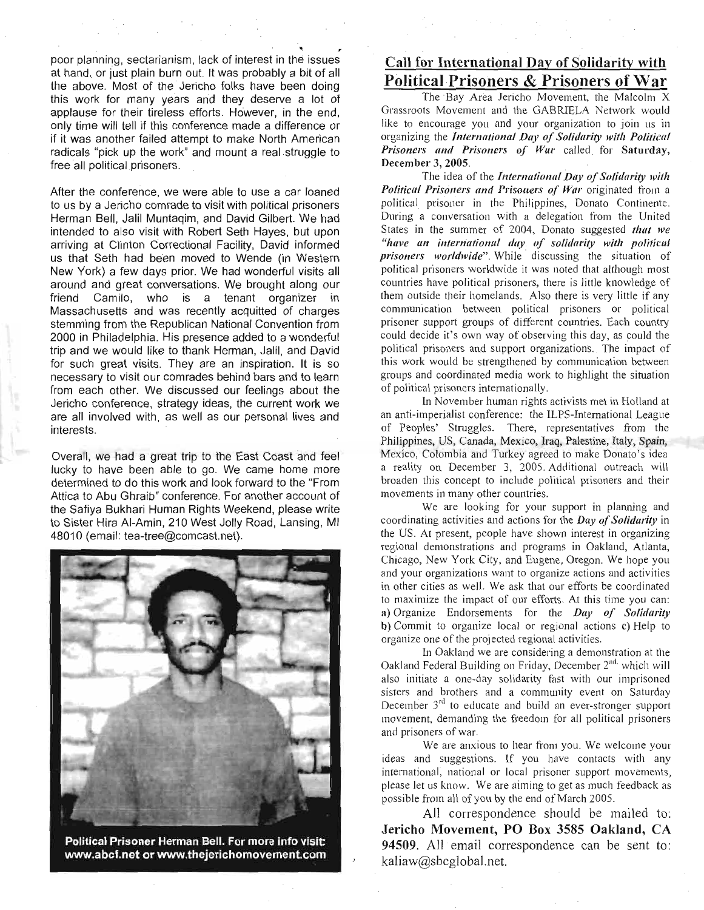poor planning, sectarianism, lack of interest in the issues at hand, or just plain burn out. It was probably a bit of all the above. Most of the Jericho folks have been doing this work for many years and they deserve a lot of applause for their tireless efforts. However, in the end, only time will tell if this conference made a difference or if it was another failed attempt to make North American radicals "pick up the work" and mount a real struggle to free all political prisoners.

After the conference, we were able to use a car loaned to us by a Jericho comrade to visit with political prisoners Herman Bell, Jalil Muntaqim, and David Gilbert. We had intended to also visit with Robert Seth Hayes, but upon arriving at Clinton Correctional Facility, David informed us that Seth had been moved to Wende (in Western New York) a few days prior. We had wonderful visits all around and great conversations. We brought along our friend Camilo, who is a tenant organizer in Massachusetts and was recently acquitted of charges stemming from the Republican National Convention from 2000 in Philadelphia. His presence added to a wonderful trip and we would like to thank Herman, Jalil, and David for such great visits. They are an inspiration. It is so necessary to visit our comrades behind bars and to learn from each other. We discussed our feelings about the Jericho conference, strategy ideas, the current work we are all involved with, as well as our personal lives and interests.

Overall, we had a great trip to the East Coast and feel lucky to have been able to go. We came home more determined to do this work and look forward to the "From Attica to Abu Ghraib" conference. For another account of the Safiya Bukhari Human Rights Weekend, please write to Sister Hira Al-Amin, 210 West Jolly Road, Lansing, MI 48010 (email: tea-tree@comcast.net).

**Political Prisoner Herman Bell. For more info visit: www.abcf.net or www.thejerichomovement.com**

## Call for International Day of Solidarity with Political Prisoners & Prisoners of War

The Bay Area Jericho Movement, the Malcolm X Grassroots Movement and the GABRIELA Network would like to encourage you and your organization to join us in organizing the ***International Day of Solidarity with Political Prisoners and Prisoners of War*** called for **Saturday, December 3, 2005.**

The idea of the ***International Day of Solidarity with Political Prisoners and Prisoners of War*** originated from a political prisoner in the Philippines, Donato Continente. During a conversation with a delegation from the United States in the summer of 2004, Donato suggested ***that we "have an international day of solidarity with political prisoners worldwide"***. While discussing the situation of political prisoners worldwide it was noted that although most countries have political prisoners, there is little knowledge of them outside their homelands. Also there is very little if any communication between political prisoners or political prisoner support groups of different countries. Each country could decide it's own way of observing this day, as could the political prisoners and support organizations. The impact of this work would be strengthened by communication between groups and coordinated media work to highlight the situation of political prisoners internationally.

In November human rights activists met in Holland at an anti-imperialist conference: the ILPS-International League of Peoples' Struggles. There, representatives from the Philippines, US, Canada, Mexico, Iraq, Palestine, Italy, Spain, Mexico, Colombia and Turkey agreed to make Donato's idea a reality on December 3, 2005. Additional outreach will broaden this concept to include political prisoners and their movements in many other countries.

We are looking for your support in planning and coordinating activities and actions for the ***Day of Solidarity*** in the US. At present, people have shown interest in organizing regional demonstrations and programs in Oakland, Atlanta, Chicago, New York City, and Eugene, Oregon. We hope you and your organizations want to organize actions and activities in other cities as well. We ask that our efforts be coordinated to maximize the impact of our efforts. At this time you can: **a)** Organize Endorsements for the ***Day of Solidarity*** **b)** Commit to organize local or regional actions **c)** Help to organize one of the projected regional activities.

In Oakland we are considering a demonstration at the Oakland Federal Building on Friday, December 2nd, which will also initiate a one-day solidarity fast with our imprisoned sisters and brothers and a community event on Saturday December 3rd to educate and build an ever-stronger support movement, demanding the freedom for all political prisoners and prisoners of war.

We are anxious to hear from you. We welcome your ideas and suggestions. If you have contacts with any international, national or local prisoner support movements, please let us know. We are aiming to get as much feedback as possible from all of you by the end of March 2005.

All correspondence should be mailed to: **Jericho Movement, PO Box 3585 Oakland, CA 94509.** All email correspondence can be sent to: kaliaw@sbcglobal.net.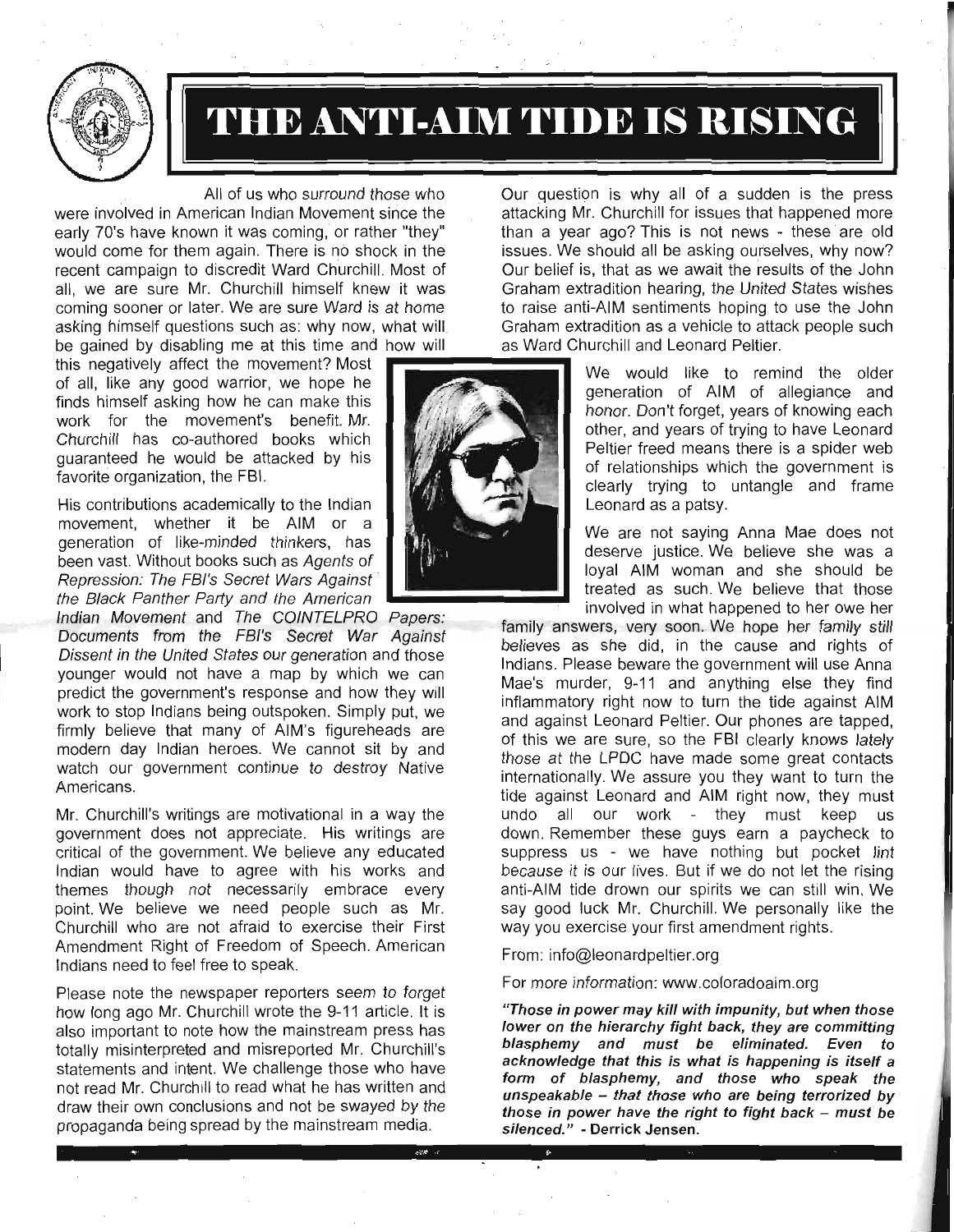# THE ANTI-AIM TIDE IS RISING

All of us who surround those who were involved in American Indian Movement since the early 70's have known it was coming, or rather "they" would come for them again. There is no shock in the recent campaign to discredit Ward Churchill. Most of all, we are sure Mr. Churchill himself knew it was coming sooner or later. We are sure Ward is at home asking himself questions such as: why now, what will be gained by disabling me at this time and how will this negatively affect the movement? Most of all, like any good warrior, we hope he finds himself asking how he can make this work for the movement's benefit. Mr. Churchill has co-authored books which guaranteed he would be attacked by his favorite organization, the FBI.

His contributions academically to the Indian movement, whether it be AIM or a generation of like-minded thinkers, has been vast. Without books such as *Agents of Repression: The FBI's Secret Wars Against the Black Panther Party and the American Indian Movement* and *The COINTELPRO Papers: Documents from the FBI's Secret War Against Dissent in the United States* our generation and those younger would not have a map by which we can predict the government's response and how they will work to stop Indians being outspoken. Simply put, we firmly believe that many of AIM's figureheads are modern day Indian heroes. We cannot sit by and watch our government continue to destroy Native Americans.

Mr. Churchill's writings are motivational in a way the government does not appreciate. His writings are critical of the government. We believe any educated Indian would have to agree with his works and themes though not necessarily embrace every point. We believe we need people such as Mr. Churchill who are not afraid to exercise their First Amendment Right of Freedom of Speech. American Indians need to feel free to speak.

Please note the newspaper reporters seem to forget how long ago Mr. Churchill wrote the 9-11 article. It is also important to note how the mainstream press has totally misinterpreted and misreported Mr. Churchill's statements and intent. We challenge those who have not read Mr. Churchill to read what he has written and draw their own conclusions and not be swayed by the propaganda being spread by the mainstream media.

Our question is why all of a sudden is the press attacking Mr. Churchill for issues that happened more than a year ago? This is not news - these are old issues. We should all be asking ourselves, why now? Our belief is, that as we await the results of the John Graham extradition hearing, the United States wishes to raise anti-AIM sentiments hoping to use the John Graham extradition as a vehicle to attack people such as Ward Churchill and Leonard Peltier.

We would like to remind the older generation of AIM of allegiance and honor. Don't forget, years of knowing each other, and years of trying to have Leonard Peltier freed means there is a spider web of relationships which the government is clearly trying to untangle and frame Leonard as a patsy.

We are not saying Anna Mae does not deserve justice. We believe she was a loyal AIM woman and she should be treated as such. We believe that those involved in what happened to her owe her family answers, very soon. We hope her family still believes as she did, in the cause and rights of Indians. Please beware the government will use Anna Mae's murder, 9-11 and anything else they find inflammatory right now to turn the tide against AIM and against Leonard Peltier. Our phones are tapped, of this we are sure, so the FBI clearly knows lately those at the LPDC have made some great contacts internationally. We assure you they want to turn the tide against Leonard and AIM right now, they must undo all our work - they must keep us down. Remember these guys earn a paycheck to suppress us - we have nothing but pocket lint because it is our lives. But if we do not let the rising anti-AIM tide drown our spirits we can still win. We say good luck Mr. Churchill. We personally like the way you exercise your first amendment rights.

From: info@leonardpeltier.org

For more information: www.coloradoaim.org

***"Those in power may kill with impunity, but when those lower on the hierarchy fight back, they are committing blasphemy and must be eliminated. Even to acknowledge that this is what is happening is itself a form of blasphemy, and those who speak the unspeakable – that those who are being terrorized by those in power have the right to fight back – must be silenced." - Derrick Jensen.***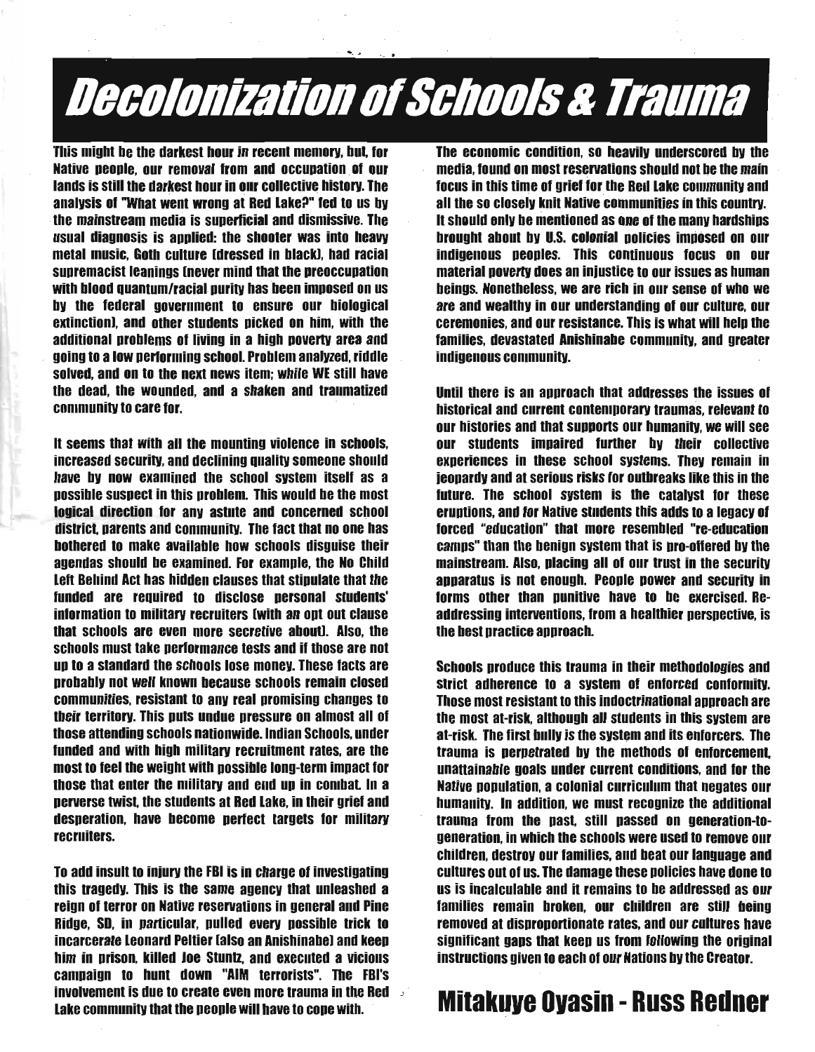# Decolonization of Schools & Trauma

This might be the darkest hour in recent memory, but, for Native people, our removal from and occupation of our lands is still the darkest hour in our collective history. The analysis of "What went wrong at Red Lake?" fed to us by the mainstream media is superficial and dismissive. The usual diagnosis is applied: the shooter was into heavy metal music, Goth culture (dressed in black), had racial supremacist leanings (never mind that the preoccupation with blood quantum/racial purity has been imposed on us by the federal government to ensure our biological extinction), and other students picked on him, with the additional problems of living in a high poverty area and going to a low performing school. Problem analyzed, riddle solved, and on to the next news item; while WE still have the dead, the wounded, and a shaken and traumatized community to care for.

It seems that with all the mounting violence in schools, increased security, and declining quality someone should have by now examined the school system itself as a possible suspect in this problem. This would be the most logical direction for any astute and concerned school district, parents and community. The fact that no one has bothered to make available how schools disguise their agendas should be examined. For example, the No Child Left Behind Act has hidden clauses that stipulate that the funded are required to disclose personal students' information to military recruiters (with an opt out clause that schools are even more secretive about). Also, the schools must take performance tests and if those are not up to a standard the schools lose money. These facts are probably not well known because schools remain closed communities, resistant to any real promising changes to their territory. This puts undue pressure on almost all of those attending schools nationwide. Indian Schools, under funded and with high military recruitment rates, are the most to feel the weight with possible long-term impact for those that enter the military and end up in combat. In a perverse twist, the students at Red Lake, in their grief and desperation, have become perfect targets for military recruiters.

To add insult to injury the FBI is in charge of investigating this tragedy. This is the same agency that unleashed a reign of terror on Native reservations in general and Pine Ridge, SD, in particular, pulled every possible trick to incarcerate Leonard Peltier (also an Anishinabe) and keep him in prison, killed Joe Stuntz, and executed a vicious campaign to hunt down "AIM terrorists". The FBI's involvement is due to create even more trauma in the Red Lake community that the people will have to cope with.

The economic condition, so heavily underscored by the media, found on most reservations should not be the main focus in this time of grief for the Red Lake community and all the so closely knit Native communities in this country. It should only be mentioned as one of the many hardships brought about by U.S. colonial policies imposed on our indigenous peoples. This continuous focus on our material poverty does an injustice to our issues as human beings. Nonetheless, we are rich in our sense of who we are and wealthy in our understanding of our culture, our ceremonies, and our resistance. This is what will help the families, devastated Anishinabe community, and greater indigenous community.

Until there is an approach that addresses the issues of historical and current contemporary traumas, relevant to our histories and that supports our humanity, we will see our students impaired further by their collective experiences in these school systems. They remain in jeopardy and at serious risks for outbreaks like this in the future. The school system is the catalyst for these eruptions, and for Native students this adds to a legacy of forced "education" that more resembled "re-education camps" than the benign system that is pro-offered by the mainstream. Also, placing all of our trust in the security apparatus is not enough. People power and security in forms other than punitive have to be exercised. Re-addressing interventions, from a healthier perspective, is the best practice approach.

Schools produce this trauma in their methodologies and strict adherence to a system of enforced conformity. Those most resistant to this indoctrinational approach are the most at-risk, although all students in this system are at-risk. The first bully is the system and its enforcers. The trauma is perpetrated by the methods of enforcement, unattainable goals under current conditions, and for the Native population, a colonial curriculum that negates our humanity. In addition, we must recognize the additional trauma from the past, still passed on generation-to-generation, in which the schools were used to remove our children, destroy our families, and beat our language and cultures out of us. The damage these policies have done to us is incalculable and it remains to be addressed as our families remain broken, our children are still being removed at disproportionate rates, and our cultures have significant gaps that keep us from following the original instructions given to each of our Nations by the Creator.

## Mitakuye Oyasin - Russ Redner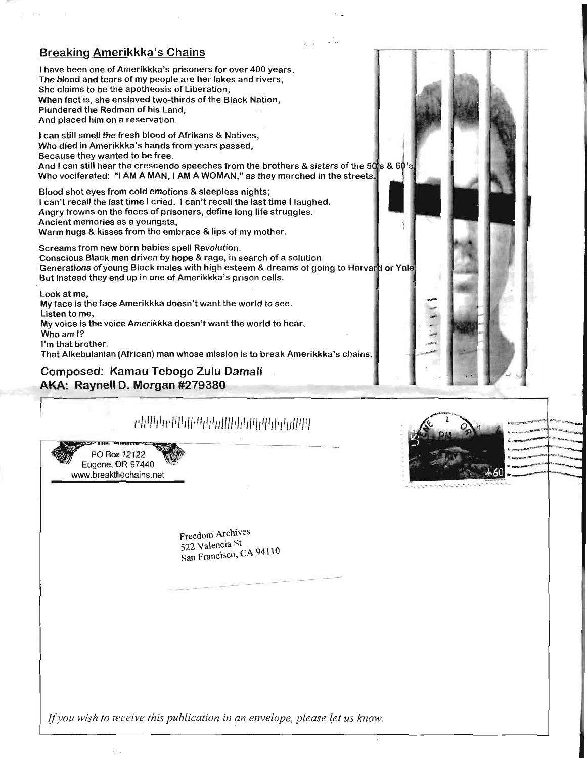## Breaking Amerikkka's Chains

I have been one of Amerikkka's prisoners for over 400 years,
The blood and tears of my people are her lakes and rivers,
She claims to be the apotheosis of Liberation,
When fact is, she enslaved two-thirds of the Black Nation,
Plundered the Redman of his Land,
And placed him on a reservation.

I can still smell the fresh blood of Afrikans & Natives,
Who died in Amerikkka's hands from years passed,
Because they wanted to be free.
And I can still hear the crescendo speeches from the brothers & sisters of the 50's & 60's,
Who vociferated: "I AM A MAN, I AM A WOMAN," as they marched in the streets.

Blood shot eyes from cold emotions & sleepless nights;
I can't recall the last time I cried. I can't recall the last time I laughed.
Angry frowns on the faces of prisoners, define long life struggles.
Ancient memories as a youngsta,
Warm hugs & kisses from the embrace & lips of my mother.

Screams from new born babies spell Revolution.
Conscious Black men driven by hope & rage, in search of a solution.
Generations of young Black males with high esteem & dreams of going to Harvard or Yale,
But instead they end up in one of Amerikkka's prison cells.

Look at me,
My face is the face Amerikkka doesn't want the world to see.
Listen to me,
My voice is the voice Amerikkka doesn't want the world to hear.
Who am I?
I'm that brother.
That Alkebulanian (African) man whose mission is to break Amerikkka's chains.

**Composed: Kamau Tebogo Zulu Damali**
**AKA: Raynell D. Morgan #279380**

PO Box 12122
Eugene, OR 97440
www.breakthechains.net

Freedom Archives
522 Valencia St
San Francisco, CA 94110

*If you wish to receive this publication in an envelope, please let us know.*